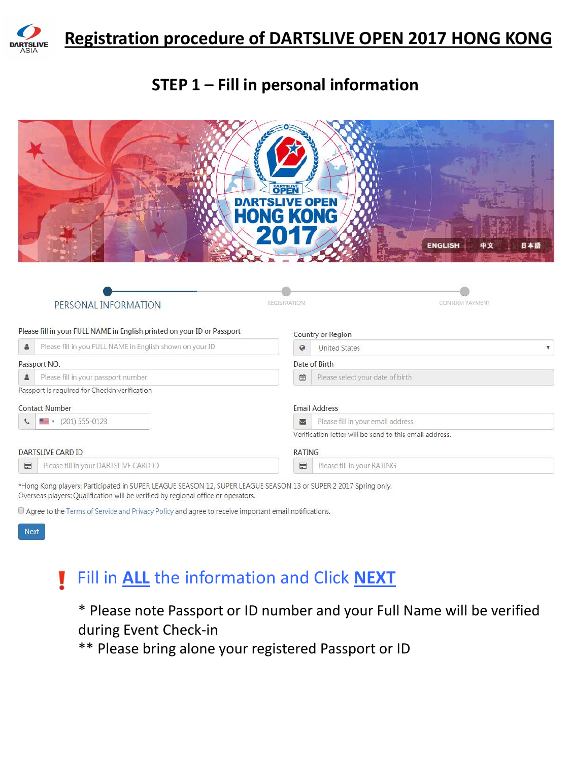# Registration procedure of DARTSLIVE OPEN 2017 HONG KONG

## STEP 1 – Fill in personal information

DARTSLIVE OPEN HONG KONG 2017

ENGLISH 中文 日本語

PERSONAL INFORMATION — REGISTRATION — CONFIRM PAYMENT

Please fill in your FULL NAME in English printed on your ID or Passport

Please fill in you FULL NAME in English shown on your ID

Country or Region

United States

Passport NO.

Please fill in your passport number

Passport is required for Checkin verification

Date of Birth

Please select your date of birth

Contact Number

(201) 555-0123

Email Address

Please fill in your email address

Verification letter will be send to this email address.

DARTSLIVE CARD ID

Please fill in your DARTSLIVE CARD ID

RATING

Please fill in your RATING

*Hong Kong players: Participated in SUPER LEAGUE SEASON 12, SUPER LEAGUE SEASON 13 or SUPER 2 2017 Spring only.
Overseas players: Qualification will be verified by regional office or operators.

Agree to the Terms of Service and Privacy Policy and agree to receive important email notifications.

Next

**!** Fill in **ALL** the information and Click **NEXT**

\* Please note Passport or ID number and your Full Name will be verified during Event Check-in

\*\* Please bring alone your registered Passport or ID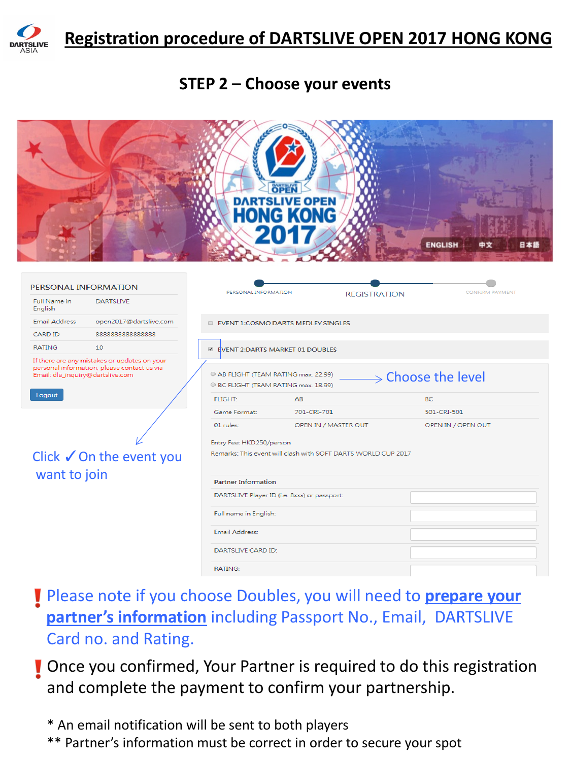# Registration procedure of DARTSLIVE OPEN 2017 HONG KONG

## STEP 2 – Choose your events

DARTSLIVE OPEN HONG KONG 2017

ENGLISH | 中文 | 日本語

**PERSONAL INFORMATION**

| | |
|---|---|
| Full Name in English | DARTSLIVE |
| Email Address | open2017@dartslive.com |
| CARD ID | 8888888888888888 |
| RATING | 10 |

If there are any mistakes or updates on your personal information, please contact us via Email: dla_inquiry@dartslive.com

Logout

PERSONAL INFORMATION — REGISTRATION — CONFIRM PAYMENT

☐ EVENT 1:COSMO DARTS MEDLEY SINGLES

☑ EVENT 2:DARTS MARKET 01 DOUBLES

○ AB FLIGHT (TEAM RATING max. 22.99)
○ BC FLIGHT (TEAM RATING max. 18.99)

→ Choose the level

| FLIGHT: | AB | BC |
|---|---|---|
| Game Format: | 701-CRI-701 | 501-CRI-501 |
| 01 rules: | OPEN IN / MASTER OUT | OPEN IN / OPEN OUT |

Entry Fee: HKD250/person
Remarks: This event will clash with SOFT DARTS WORLD CUP 2017

**Partner Information**

| | |
|---|---|
| DARTSLIVE Player ID (i.e. 8xxx) or passport: | |
| Full name in English: | |
| Email Address: | |
| DARTSLIVE CARD ID: | |
| RATING: | |

Click ✓ On the event you want to join

❗ Please note if you choose Doubles, you will need to **prepare your partner's information** including Passport No., Email, DARTSLIVE Card no. and Rating.

❗ Once you confirmed, Your Partner is required to do this registration and complete the payment to confirm your partnership.

\* An email notification will be sent to both players

\*\* Partner's information must be correct in order to secure your spot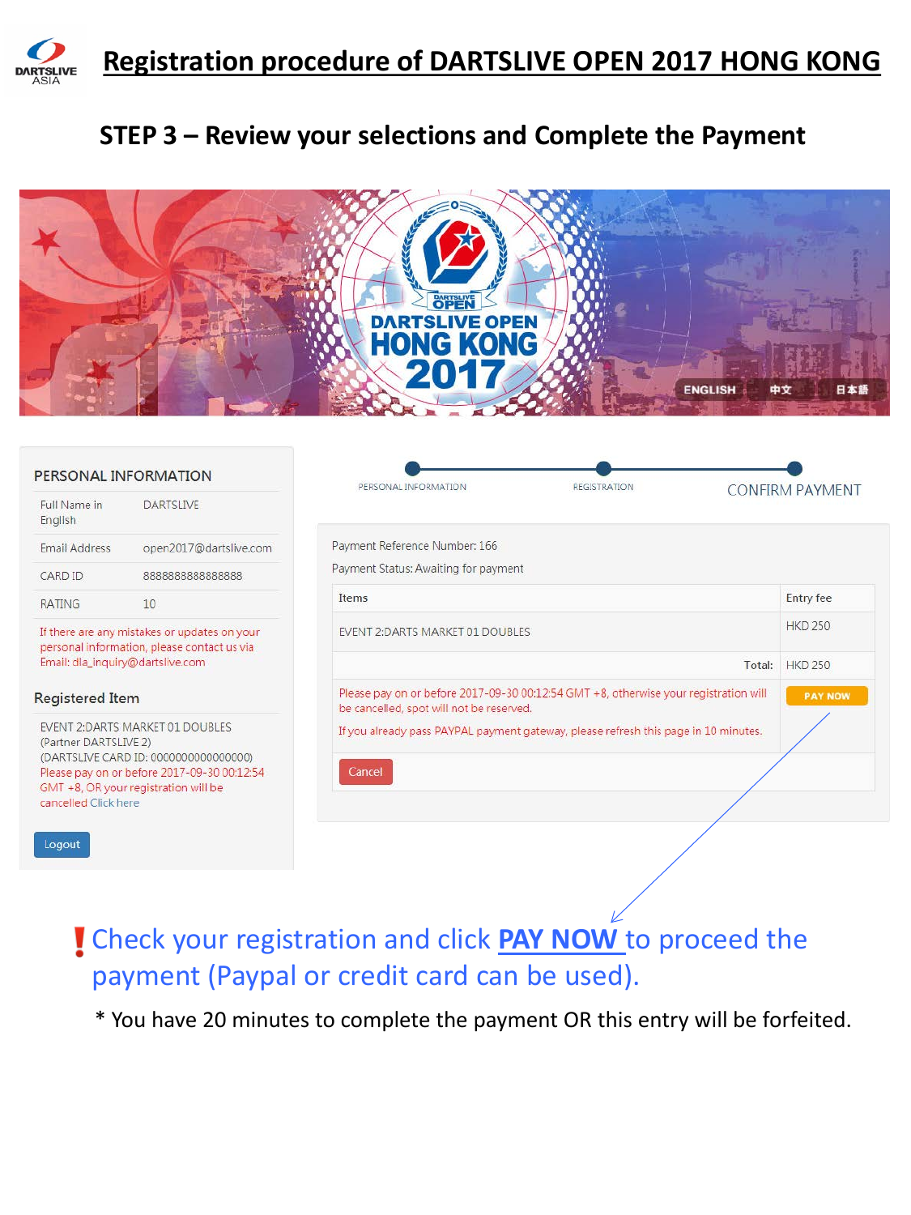# Registration procedure of DARTSLIVE OPEN 2017 HONG KONG

## STEP 3 – Review your selections and Complete the Payment

DARTSLIVE OPEN HONG KONG 2017

ENGLISH 中文 日本語

### PERSONAL INFORMATION

| | |
|---|---|
| Full Name in English | DARTSLIVE |
| Email Address | open2017@dartslive.com |
| CARD ID | 8888888888888888 |
| RATING | 10 |

If there are any mistakes or updates on your personal information, please contact us via Email: dla_inquiry@dartslive.com

### Registered Item

EVENT 2:DARTS MARKET 01 DOUBLES (Partner DARTSLIVE 2) (DARTSLIVE CARD ID: 0000000000000000)
Please pay on or before 2017-09-30 00:12:54 GMT +8, OR your registration will be cancelled Click here

Logout

PERSONAL INFORMATION — REGISTRATION — CONFIRM PAYMENT

Payment Reference Number: 166

Payment Status: Awaiting for payment

| Items | Entry fee |
|---|---|
| EVENT 2:DARTS MARKET 01 DOUBLES | HKD 250 |
| Total: | HKD 250 |
| Please pay on or before 2017-09-30 00:12:54 GMT +8, otherwise your registration will be cancelled, spot will not be reserved. If you already pass PAYPAL payment gateway, please refresh this page in 10 minutes. | PAY NOW |

Cancel

❗Check your registration and click **PAY NOW** to proceed the payment (Paypal or credit card can be used).

* You have 20 minutes to complete the payment OR this entry will be forfeited.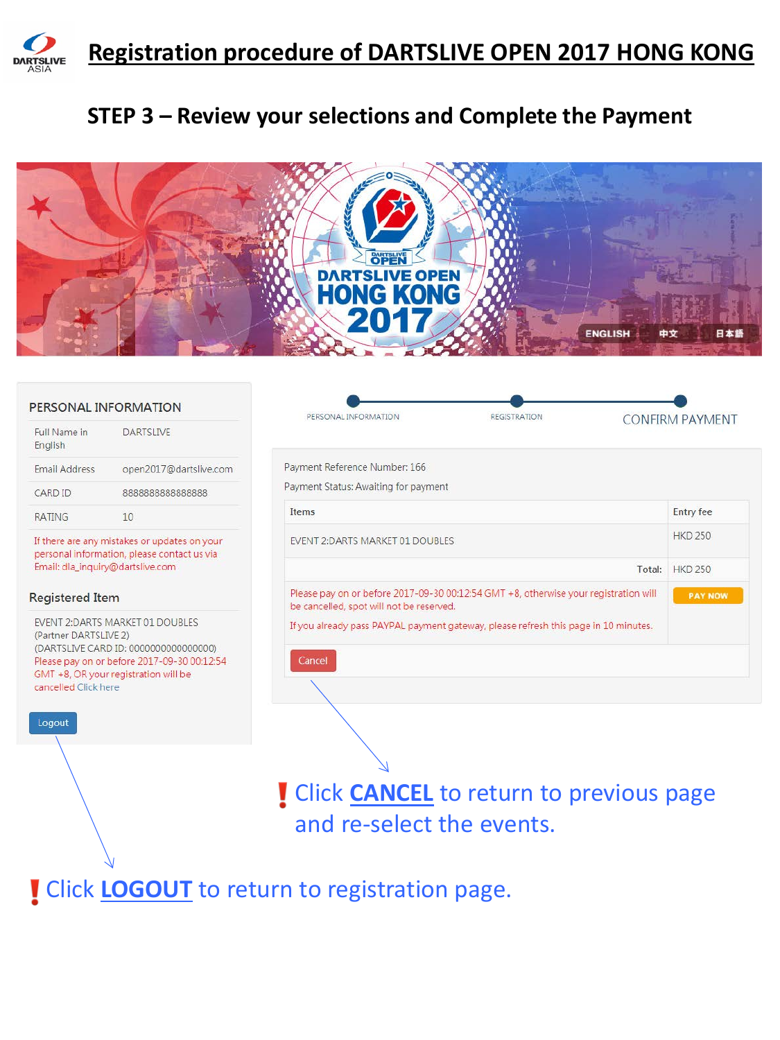# Registration procedure of DARTSLIVE OPEN 2017 HONG KONG

## STEP 3 – Review your selections and Complete the Payment

DARTSLIVE OPEN HONG KONG 2017

ENGLISH 中文 日本語

### PERSONAL INFORMATION

| | |
|---|---|
| Full Name in English | DARTSLIVE |
| Email Address | open2017@dartslive.com |
| CARD ID | 8888888888888888 |
| RATING | 10 |

If there are any mistakes or updates on your personal information, please contact us via Email: dla_inquiry@dartslive.com

### Registered Item

EVENT 2:DARTS MARKET 01 DOUBLES
(Partner DARTSLIVE 2)
(DARTSLIVE CARD ID: 0000000000000000)
Please pay on or before 2017-09-30 00:12:54 GMT +8, OR your registration will be cancelled Click here

Logout

PERSONAL INFORMATION — REGISTRATION — CONFIRM PAYMENT

Payment Reference Number: 166

Payment Status: Awaiting for payment

| Items | Entry fee |
|---|---|
| EVENT 2:DARTS MARKET 01 DOUBLES | HKD 250 |
| Total: | HKD 250 |
| Please pay on or before 2017-09-30 00:12:54 GMT +8, otherwise your registration will be cancelled, spot will not be reserved. If you already pass PAYPAL payment gateway, please refresh this page in 10 minutes. | PAY NOW |

Cancel

❗ Click **CANCEL** to return to previous page and re-select the events.

❗ Click **LOGOUT** to return to registration page.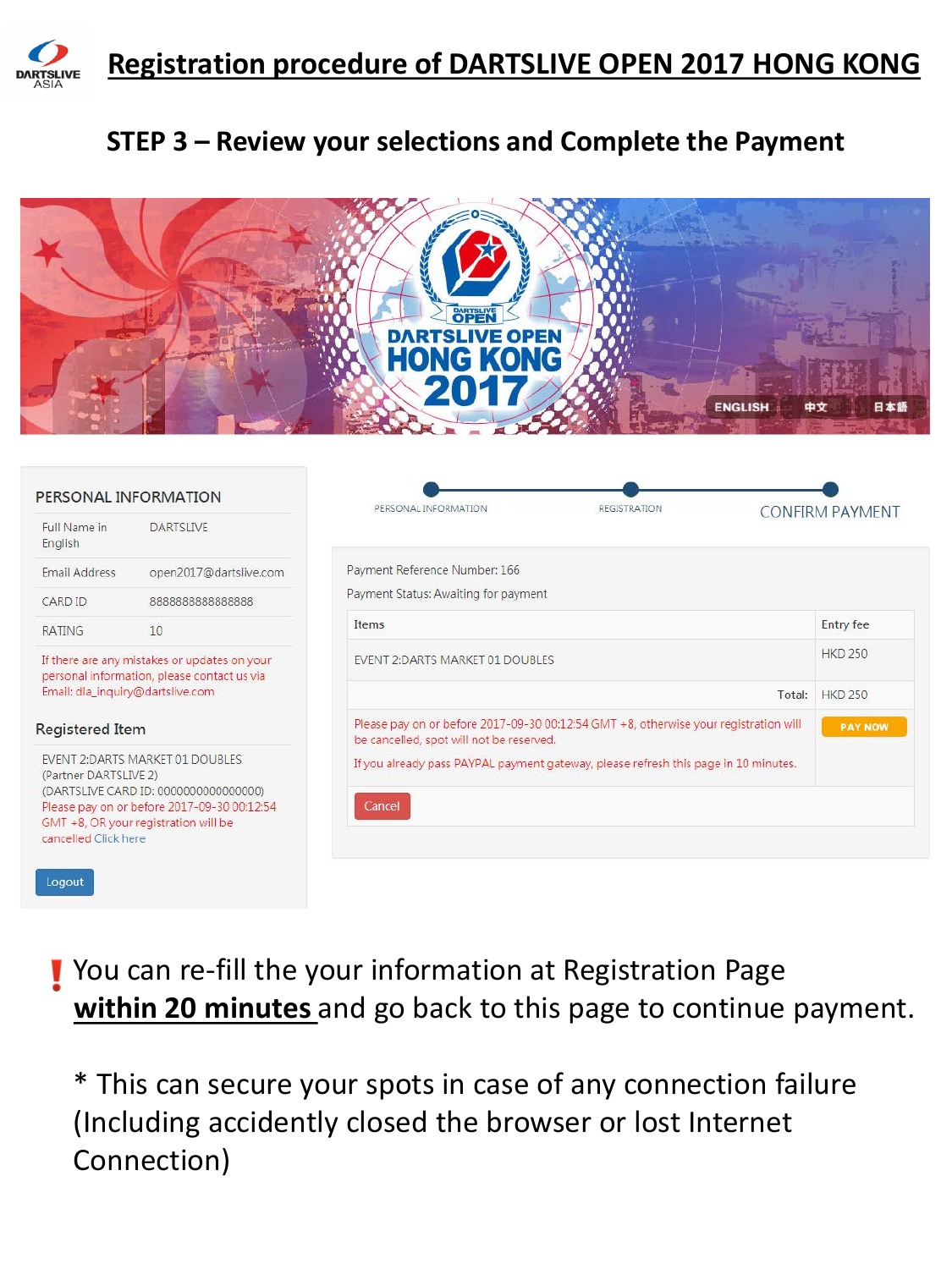# Registration procedure of DARTSLIVE OPEN 2017 HONG KONG

## STEP 3 – Review your selections and Complete the Payment

DARTSLIVE OPEN HONG KONG 2017

ENGLISH | 中文 | 日本語

### PERSONAL INFORMATION

| | |
|---|---|
| Full Name in English | DARTSLIVE |
| Email Address | open2017@dartslive.com |
| CARD ID | 8888888888888888 |
| RATING | 10 |

If there are any mistakes or updates on your personal information, please contact us via Email: dla_inquiry@dartslive.com

### Registered Item

EVENT 2:DARTS MARKET 01 DOUBLES
(Partner DARTSLIVE 2)
(DARTSLIVE CARD ID: 0000000000000000)
Please pay on or before 2017-09-30 00:12:54 GMT +8, OR your registration will be cancelled Click here

Logout

PERSONAL INFORMATION — REGISTRATION — CONFIRM PAYMENT

Payment Reference Number: 166

Payment Status: Awaiting for payment

| Items | Entry fee |
|---|---|
| EVENT 2:DARTS MARKET 01 DOUBLES | HKD 250 |
| Total: | HKD 250 |
| Please pay on or before 2017-09-30 00:12:54 GMT +8, otherwise your registration will be cancelled, spot will not be reserved. If you already pass PAYPAL payment gateway, please refresh this page in 10 minutes. | PAY NOW |

Cancel

❗ You can re-fill the your information at Registration Page **within 20 minutes** and go back to this page to continue payment.

\* This can secure your spots in case of any connection failure (Including accidently closed the browser or lost Internet Connection)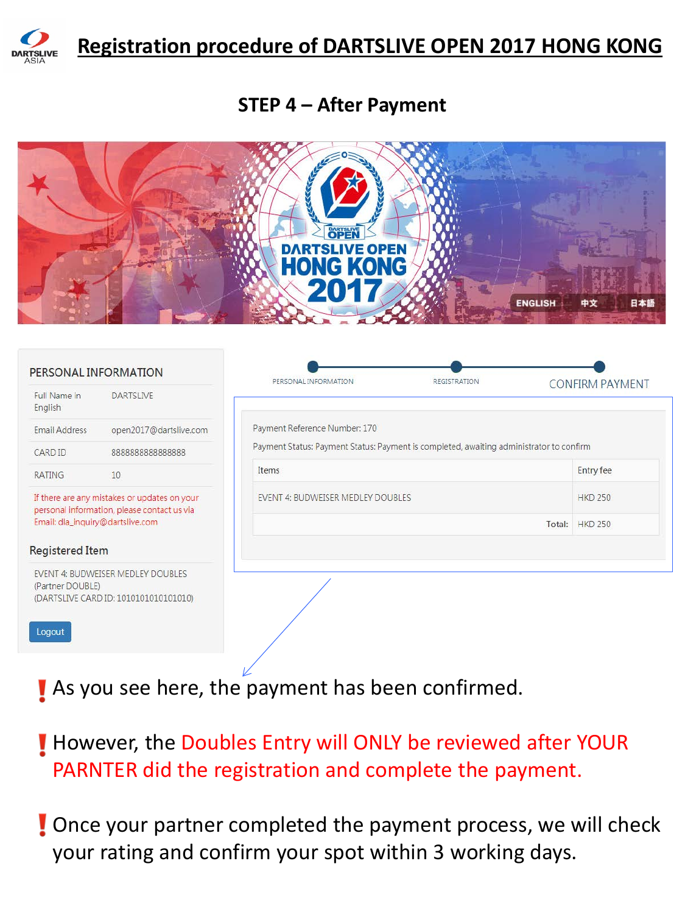# Registration procedure of DARTSLIVE OPEN 2017 HONG KONG

## STEP 4 – After Payment

DARTSLIVE OPEN HONG KONG 2017

ENGLISH 中文 日本語

### PERSONAL INFORMATION

| | |
|---|---|
| Full Name in English | DARTSLIVE |
| Email Address | open2017@dartslive.com |
| CARD ID | 8888888888888888 |
| RATING | 10 |

If there are any mistakes or updates on your personal information, please contact us via Email: dla_inquiry@dartslive.com

### Registered Item

EVENT 4: BUDWEISER MEDLEY DOUBLES
(Partner DOUBLE)
(DARTSLIVE CARD ID: 1010101010101010)

Logout

PERSONAL INFORMATION — REGISTRATION — CONFIRM PAYMENT

Payment Reference Number: 170

Payment Status: Payment Status: Payment is completed, awaiting administrator to confirm

| Items | Entry fee |
|---|---|
| EVENT 4: BUDWEISER MEDLEY DOUBLES | HKD 250 |
| Total: | HKD 250 |

❗ As you see here, the payment has been confirmed.

❗ However, the Doubles Entry will ONLY be reviewed after YOUR PARNTER did the registration and complete the payment.

❗ Once your partner completed the payment process, we will check your rating and confirm your spot within 3 working days.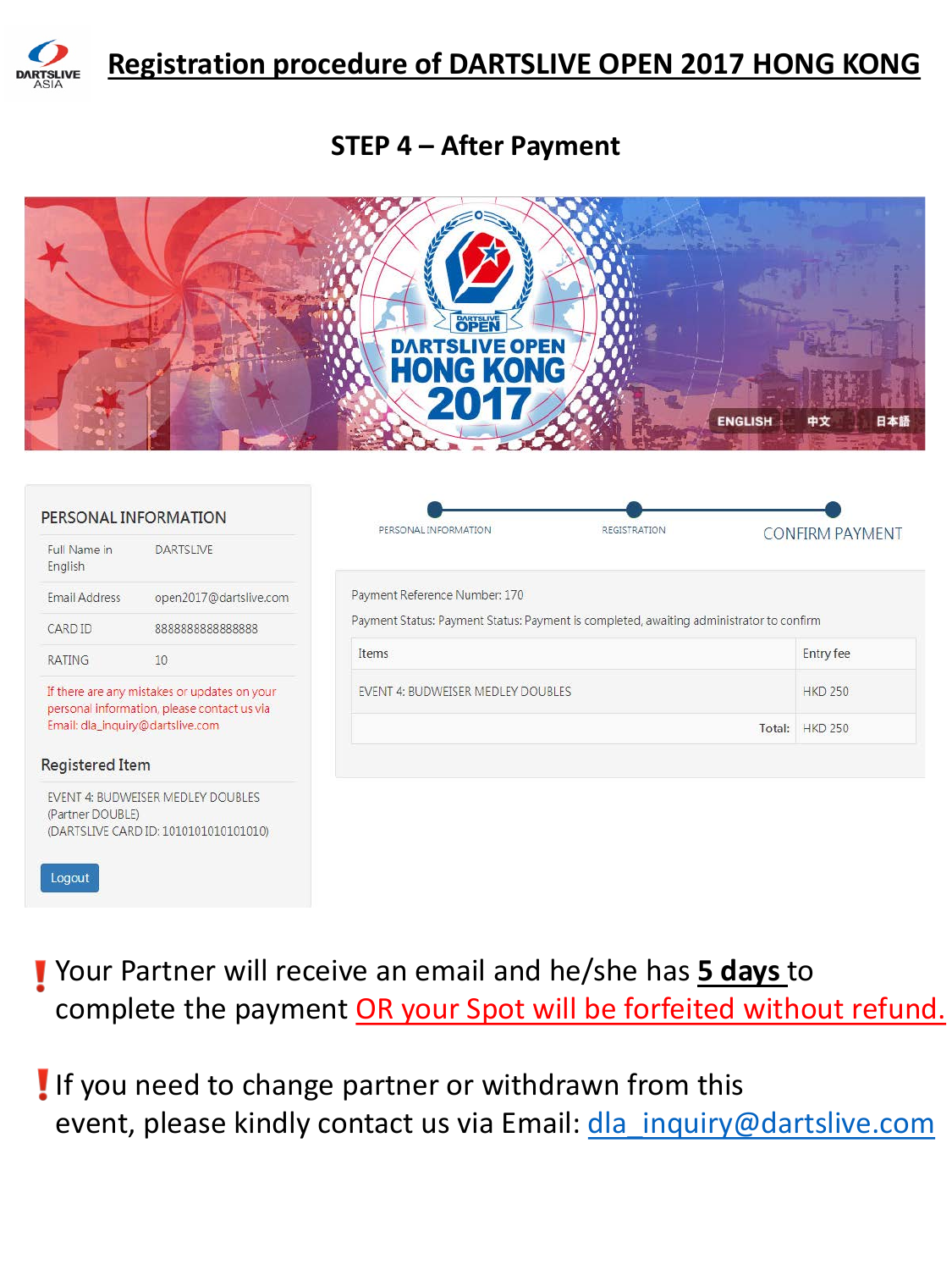# Registration procedure of DARTSLIVE OPEN 2017 HONG KONG

## STEP 4 – After Payment

DARTSLIVE OPEN HONG KONG 2017

ENGLISH 中文 日本語

### PERSONAL INFORMATION

| | |
|---|---|
| Full Name in English | DARTSLIVE |
| Email Address | open2017@dartslive.com |
| CARD ID | 8888888888888888 |
| RATING | 10 |

If there are any mistakes or updates on your personal information, please contact us via Email: dla_inquiry@dartslive.com

### Registered Item

EVENT 4: BUDWEISER MEDLEY DOUBLES
(Partner DOUBLE)
(DARTSLIVE CARD ID: 1010101010101010)

Logout

PERSONAL INFORMATION — REGISTRATION — CONFIRM PAYMENT

Payment Reference Number: 170

Payment Status: Payment Status: Payment is completed, awaiting administrator to confirm

| Items | Entry fee |
|---|---|
| EVENT 4: BUDWEISER MEDLEY DOUBLES | HKD 250 |
| Total: | HKD 250 |

❗ Your Partner will receive an email and he/she has **5 days** to complete the payment OR your Spot will be forfeited without refund.

❗ If you need to change partner or withdrawn from this event, please kindly contact us via Email: dla_inquiry@dartslive.com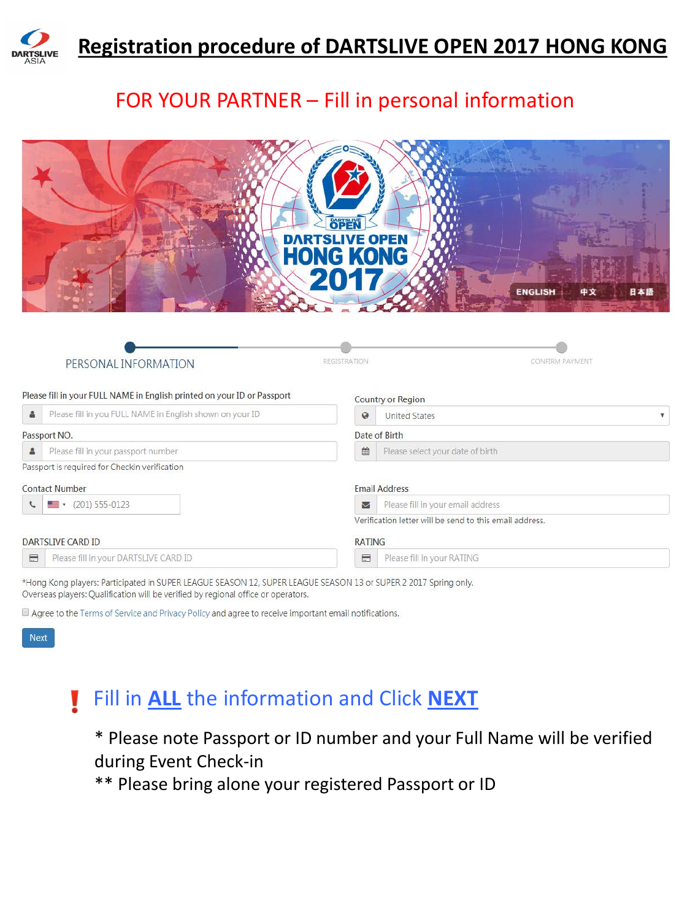# Registration procedure of DARTSLIVE OPEN 2017 HONG KONG

## FOR YOUR PARTNER – Fill in personal information

DARTSLIVE OPEN HONG KONG 2017

ENGLISH 中文 日本語

PERSONAL INFORMATION — REGISTRATION — CONFIRM PAYMENT

Please fill in your FULL NAME in English printed on your ID or Passport
Please fill in you FULL NAME in English shown on your ID

Country or Region
United States

Passport NO.
Please fill in your passport number
Passport is required for Checkin verification

Date of Birth
Please select your date of birth

Contact Number
(201) 555-0123

Email Address
Please fill in your email address
Verification letter will be send to this email address.

DARTSLIVE CARD ID
Please fill in your DARTSLIVE CARD ID

RATING
Please fill in your RATING

*Hong Kong players: Participated in SUPER LEAGUE SEASON 12, SUPER LEAGUE SEASON 13 or SUPER 2 2017 Spring only.
Overseas players: Qualification will be verified by regional office or operators.

☐ Agree to the Terms of Service and Privacy Policy and agree to receive important email notifications.

Next

## ! Fill in **ALL** the information and Click **NEXT**

\* Please note Passport or ID number and your Full Name will be verified during Event Check-in

\*\* Please bring alone your registered Passport or ID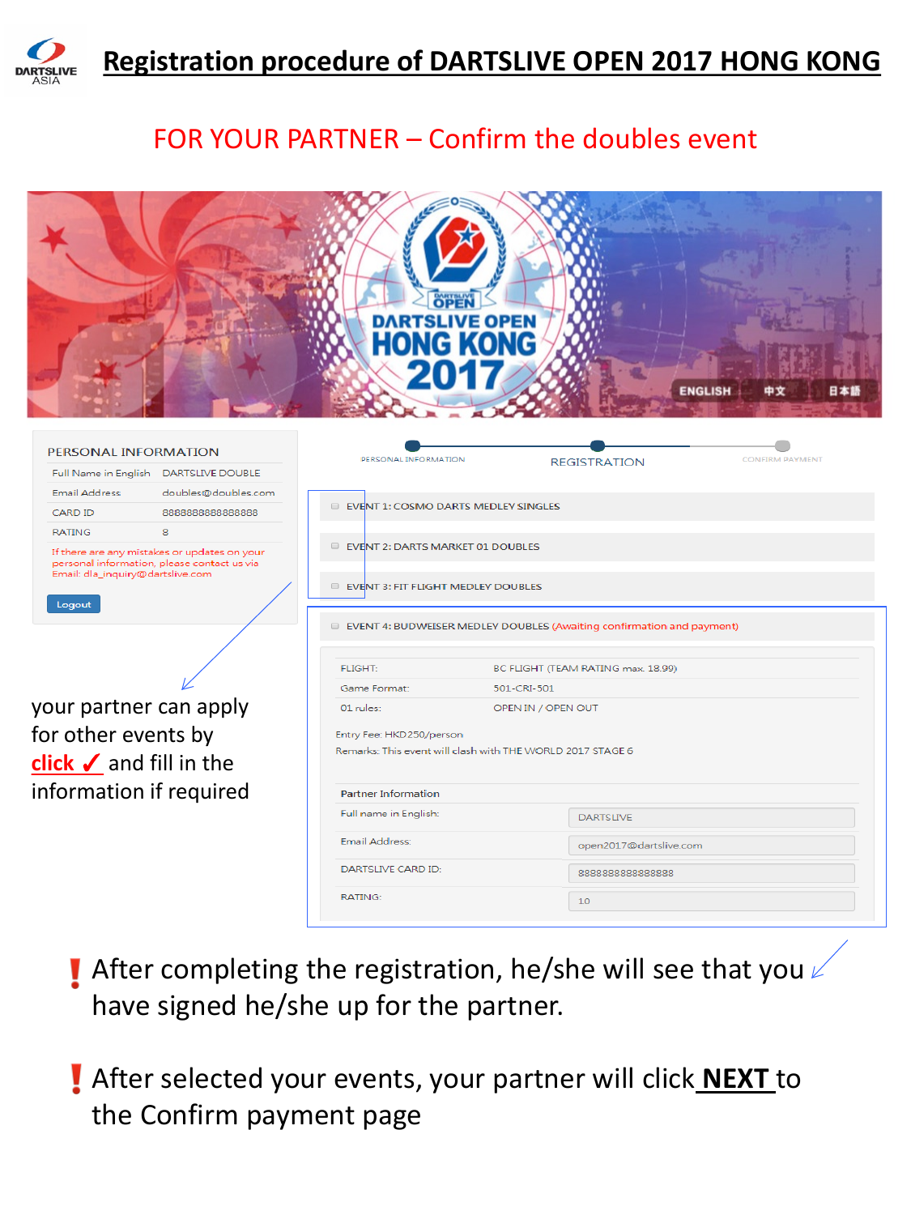# Registration procedure of DARTSLIVE OPEN 2017 HONG KONG

## FOR YOUR PARTNER – Confirm the doubles event

DARTSLIVE OPEN HONG KONG 2017

ENGLISH 中文 日本語

PERSONAL INFORMATION

| Full Name in English | DARTSLIVE DOUBLE |
| --- | --- |
| Email Address | doubles@doubles.com |
| CARD ID | 8888888888888888 |
| RATING | 8 |

If there are any mistakes or updates on your personal information, please contact us via Email: dla_inquiry@dartslive.com

Logout

PERSONAL INFORMATION — REGISTRATION — CONFIRM PAYMENT

- EVENT 1: COSMO DARTS MEDLEY SINGLES
- EVENT 2: DARTS MARKET 01 DOUBLES
- EVENT 3: FIT FLIGHT MEDLEY DOUBLES
- EVENT 4: BUDWEISER MEDLEY DOUBLES (Awaiting confirmation and payment)

| FLIGHT: | BC FLIGHT (TEAM RATING max. 18.99) |
| --- | --- |
| Game Format: | 501-CRI-501 |
| 01 rules: | OPEN IN / OPEN OUT |

Entry Fee: HKD250/person
Remarks: This event will clash with THE WORLD 2017 STAGE 6

Partner Information

| Full name in English: | DARTSLIVE |
| --- | --- |
| Email Address: | open2017@dartslive.com |
| DARTSLIVE CARD ID: | 8888888888888888 |
| RATING: | 10 |

your partner can apply for other events by **click ✓** and fill in the information if required

❗ After completing the registration, he/she will see that you have signed he/she up for the partner.

❗ After selected your events, your partner will click **NEXT** to the Confirm payment page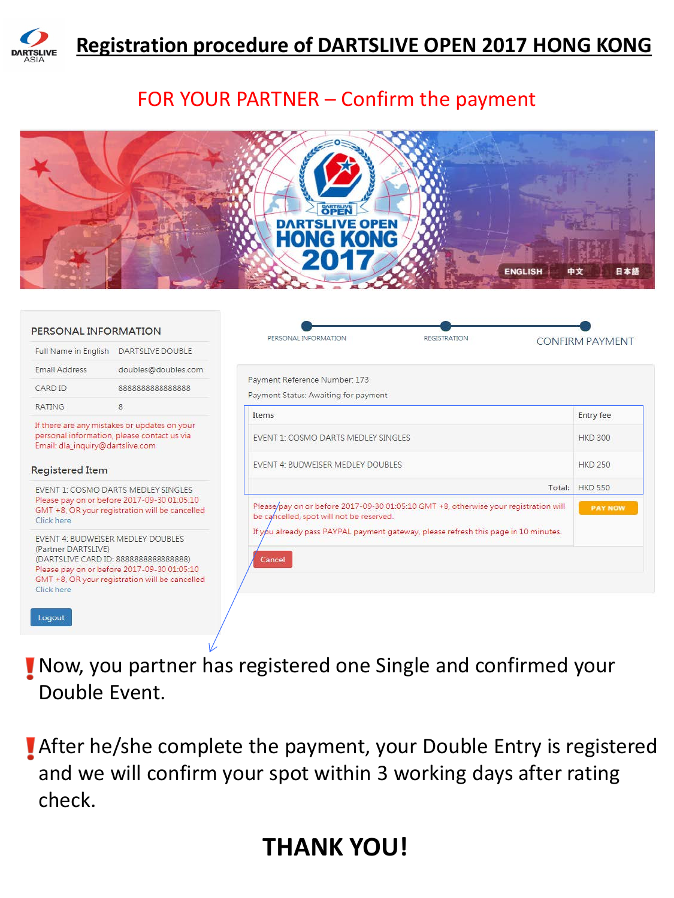# Registration procedure of DARTSLIVE OPEN 2017 HONG KONG

## FOR YOUR PARTNER – Confirm the payment

DARTSLIVE OPEN HONG KONG 2017

ENGLISH 中文 日本語

**PERSONAL INFORMATION**

| | |
|---|---|
| Full Name in English | DARTSLIVE DOUBLE |
| Email Address | doubles@doubles.com |
| CARD ID | 8888888888888888 |
| RATING | 8 |

If there are any mistakes or updates on your personal information, please contact us via Email: dla_inquiry@dartslive.com

**Registered Item**

EVENT 1: COSMO DARTS MEDLEY SINGLES
Please pay on or before 2017-09-30 01:05:10 GMT +8, OR your registration will be cancelled
Click here

EVENT 4: BUDWEISER MEDLEY DOUBLES
(Partner DARTSLIVE)
(DARTSLIVE CARD ID: 8888888888888888)
Please pay on or before 2017-09-30 01:05:10 GMT +8, OR your registration will be cancelled
Click here

Logout

PERSONAL INFORMATION — REGISTRATION — CONFIRM PAYMENT

Payment Reference Number: 173

Payment Status: Awaiting for payment

| Items | Entry fee |
|---|---|
| EVENT 1: COSMO DARTS MEDLEY SINGLES | HKD 300 |
| EVENT 4: BUDWEISER MEDLEY DOUBLES | HKD 250 |
| Total: | HKD 550 |

Please pay on or before 2017-09-30 01:05:10 GMT +8, otherwise your registration will be cancelled, spot will not be reserved.

If you already pass PAYPAL payment gateway, please refresh this page in 10 minutes.

PAY NOW

Cancel

❗Now, you partner has registered one Single and confirmed your Double Event.

❗After he/she complete the payment, your Double Entry is registered and we will confirm your spot within 3 working days after rating check.

**THANK YOU!**